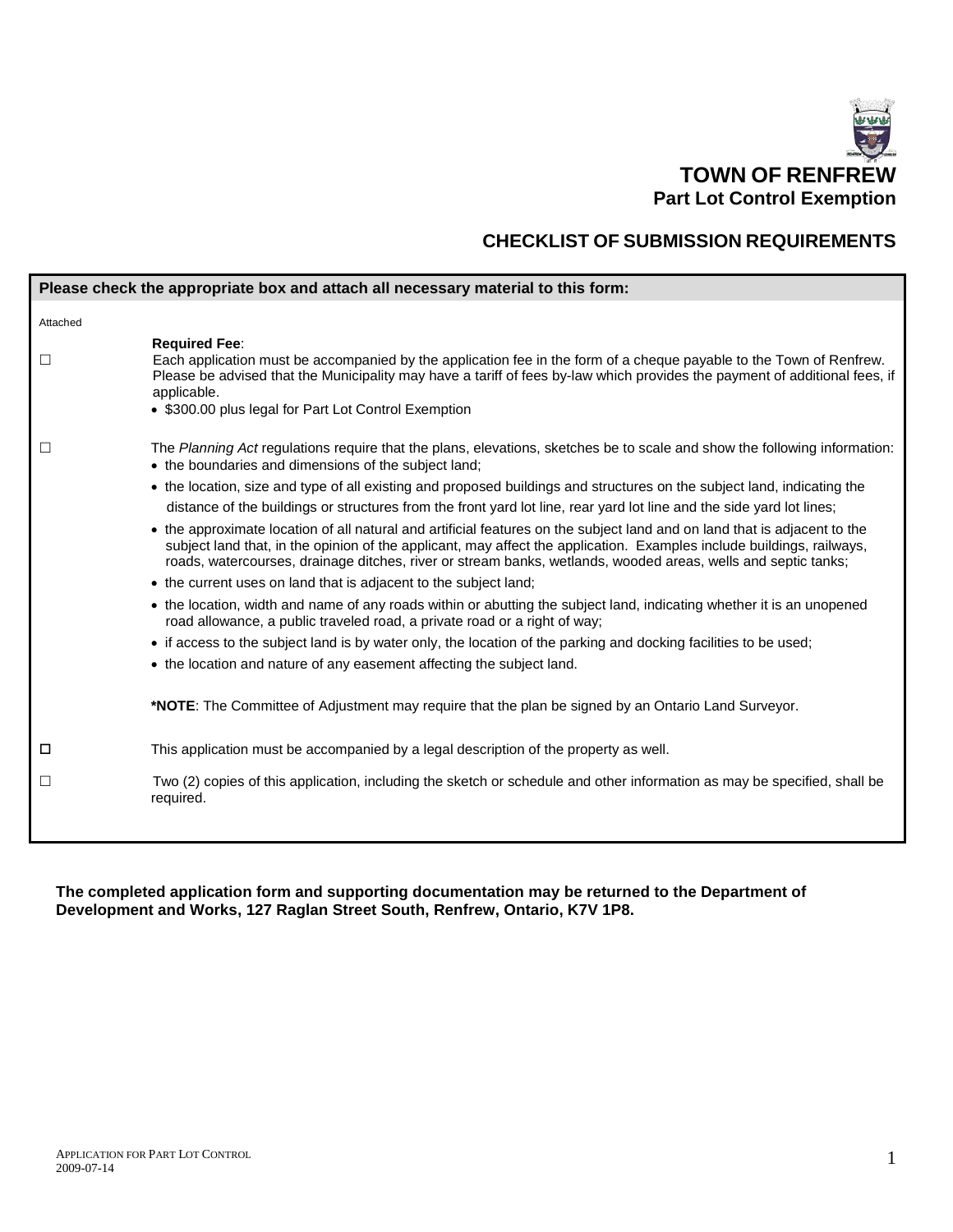# TOWN OF RENFREW

## Part Lot Control Exemption

## CHECKLIST OF SUBMISSION REQUIREMENTS

**Please check the appropriate box and attach all necessary material to this form:**

Attached

☐ **Required Fee**:
Each application must be accompanied by the application fee in the form of a cheque payable to the Town of Renfrew. Please be advised that the Municipality may have a tariff of fees by-law which provides the payment of additional fees, if applicable.

- $300.00 plus legal for Part Lot Control Exemption

☐ The *Planning Act* regulations require that the plans, elevations, sketches be to scale and show the following information:

- the boundaries and dimensions of the subject land;
- the location, size and type of all existing and proposed buildings and structures on the subject land, indicating the distance of the buildings or structures from the front yard lot line, rear yard lot line and the side yard lot lines;
- the approximate location of all natural and artificial features on the subject land and on land that is adjacent to the subject land that, in the opinion of the applicant, may affect the application. Examples include buildings, railways, roads, watercourses, drainage ditches, river or stream banks, wetlands, wooded areas, wells and septic tanks;
- the current uses on land that is adjacent to the subject land;
- the location, width and name of any roads within or abutting the subject land, indicating whether it is an unopened road allowance, a public traveled road, a private road or a right of way;
- if access to the subject land is by water only, the location of the parking and docking facilities to be used;
- the location and nature of any easement affecting the subject land.

***NOTE**: The Committee of Adjustment may require that the plan be signed by an Ontario Land Surveyor.

☐ This application must be accompanied by a legal description of the property as well.

☐ Two (2) copies of this application, including the sketch or schedule and other information as may be specified, shall be required.

**The completed application form and supporting documentation may be returned to the Department of Development and Works, 127 Raglan Street South, Renfrew, Ontario, K7V 1P8.**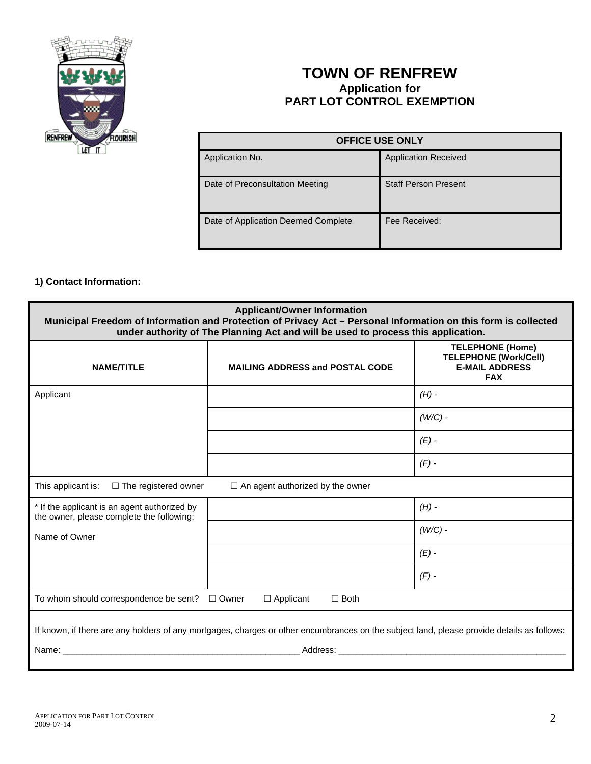# TOWN OF RENFREW

## Application for PART LOT CONTROL EXEMPTION

| OFFICE USE ONLY | |
|---|---|
| Application No. | Application Received |
| Date of Preconsultation Meeting | Staff Person Present |
| Date of Application Deemed Complete | Fee Received: |

**1) Contact Information:**

| **Applicant/Owner Information**<br>**Municipal Freedom of Information and Protection of Privacy Act – Personal Information on this form is collected under authority of The Planning Act and will be used to process this application.** | | |
|---|---|---|
| **NAME/TITLE** | **MAILING ADDRESS and POSTAL CODE** | **TELEPHONE (Home)**<br>**TELEPHONE (Work/Cell)**<br>**E-MAIL ADDRESS**<br>**FAX** |
| Applicant | | *(H)* - |
| | | *(W/C)* - |
| | | *(E)* - |
| | | *(F)* - |
| This applicant is: ☐ The registered owner ☐ An agent authorized by the owner | | |
| * If the applicant is an agent authorized by the owner, please complete the following:<br><br>Name of Owner | | *(H)* - |
| | | *(W/C)* - |
| | | *(E)* - |
| | | *(F)* - |
| To whom should correspondence be sent? ☐ Owner ☐ Applicant ☐ Both | | |
| If known, if there are any holders of any mortgages, charges or other encumbrances on the subject land, please provide details as follows:<br><br>Name: _______________ Address: _______________ | | |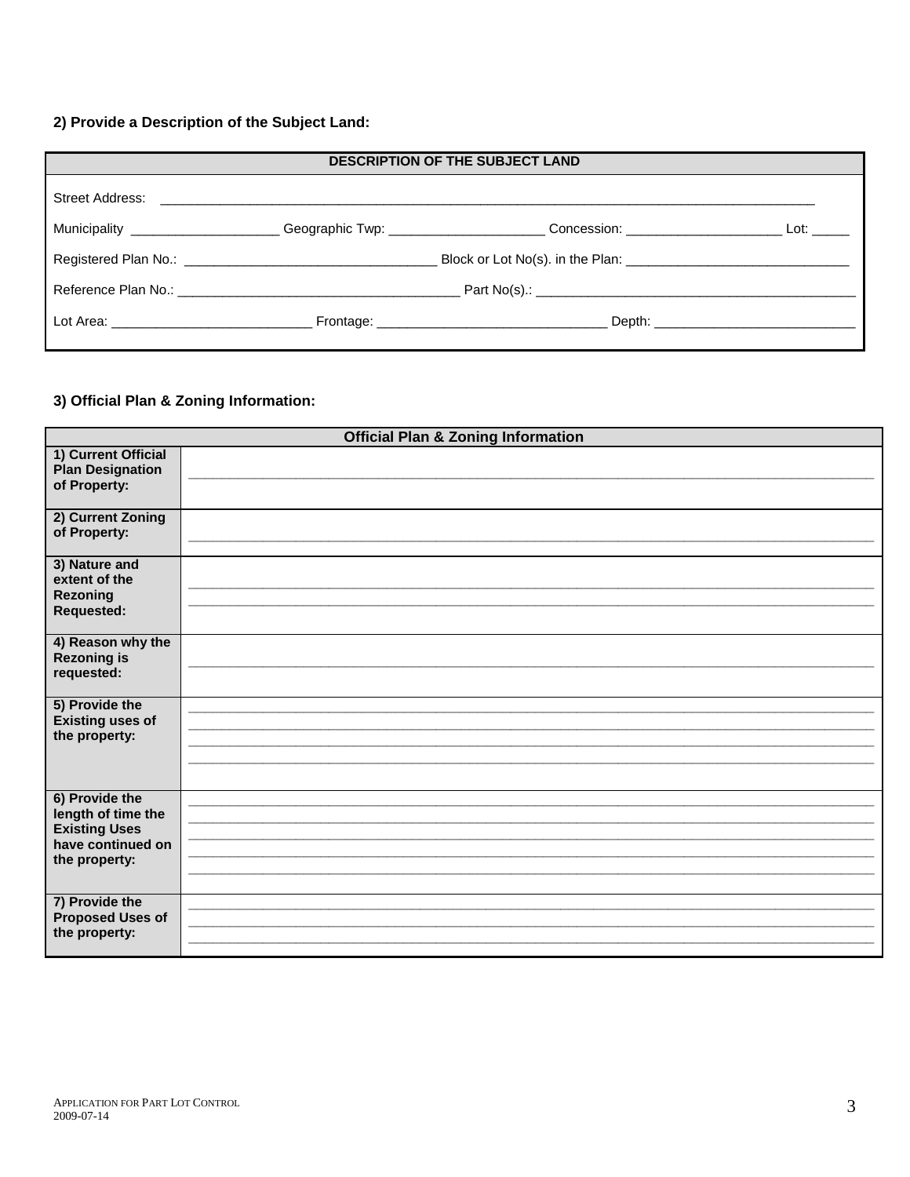**2) Provide a Description of the Subject Land:**

| DESCRIPTION OF THE SUBJECT LAND |
|---|
| Street Address: _______________________________________________ |
| Municipality ____________________ Geographic Twp: _____________________ Concession: _____________________ Lot: _____ |
| Registered Plan No.: _________________________________ Block or Lot No(s). in the Plan: ______________________________ |
| Reference Plan No.: _____________________________________ Part No(s).: ___________________________________________ |
| Lot Area: ___________________________ Frontage: _______________________________ Depth: ___________________________ |

**3) Official Plan & Zoning Information:**

| Official Plan & Zoning Information | |
|---|---|
| **1) Current Official Plan Designation of Property:** | ____________________________________________ |
| **2) Current Zoning of Property:** | ____________________________________________ |
| **3) Nature and extent of the Rezoning Requested:** | ____________________________________________ ____________________________________________ |
| **4) Reason why the Rezoning is requested:** | ____________________________________________ |
| **5) Provide the Existing uses of the property:** | ____________________________________________ ____________________________________________ ____________________________________________ ____________________________________________ |
| **6) Provide the length of time the Existing Uses have continued on the property:** | ____________________________________________ ____________________________________________ ____________________________________________ ____________________________________________ ____________________________________________ |
| **7) Provide the Proposed Uses of the property:** | ____________________________________________ ____________________________________________ ____________________________________________ |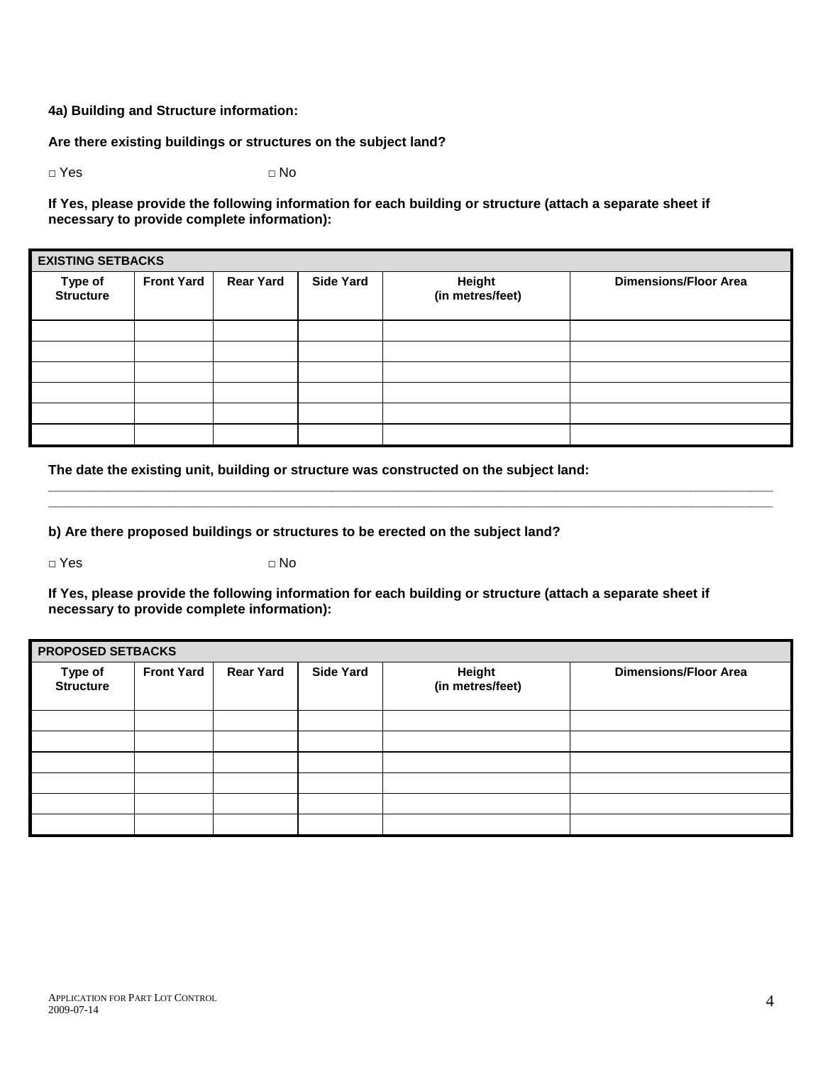**4a) Building and Structure information:**

**Are there existing buildings or structures on the subject land?**

□ Yes □ No

**If Yes, please provide the following information for each building or structure (attach a separate sheet if necessary to provide complete information):**

| **EXISTING SETBACKS** | | | | | |
|---|---|---|---|---|---|
| **Type of Structure** | **Front Yard** | **Rear Yard** | **Side Yard** | **Height (in metres/feet)** | **Dimensions/Floor Area** |
| | | | | | |
| | | | | | |
| | | | | | |
| | | | | | |
| | | | | | |
| | | | | | |

**The date the existing unit, building or structure was constructed on the subject land:**

\_\_\_\_\_\_\_\_\_\_\_\_\_\_\_\_\_\_\_\_\_\_\_\_\_\_\_\_\_\_\_\_\_\_\_\_\_\_\_\_\_\_\_\_\_\_\_\_\_\_\_\_\_\_\_\_\_\_\_\_\_\_\_\_\_\_\_\_\_\_\_\_\_\_\_\_\_\_\_\_\_\_\_\_\_\_\_\_\_\_

\_\_\_\_\_\_\_\_\_\_\_\_\_\_\_\_\_\_\_\_\_\_\_\_\_\_\_\_\_\_\_\_\_\_\_\_\_\_\_\_\_\_\_\_\_\_\_\_\_\_\_\_\_\_\_\_\_\_\_\_\_\_\_\_\_\_\_\_\_\_\_\_\_\_\_\_\_\_\_\_\_\_\_\_\_\_\_\_\_\_

**b) Are there proposed buildings or structures to be erected on the subject land?**

□ Yes □ No

**If Yes, please provide the following information for each building or structure (attach a separate sheet if necessary to provide complete information):**

| **PROPOSED SETBACKS** | | | | | |
|---|---|---|---|---|---|
| **Type of Structure** | **Front Yard** | **Rear Yard** | **Side Yard** | **Height (in metres/feet)** | **Dimensions/Floor Area** |
| | | | | | |
| | | | | | |
| | | | | | |
| | | | | | |
| | | | | | |
| | | | | | |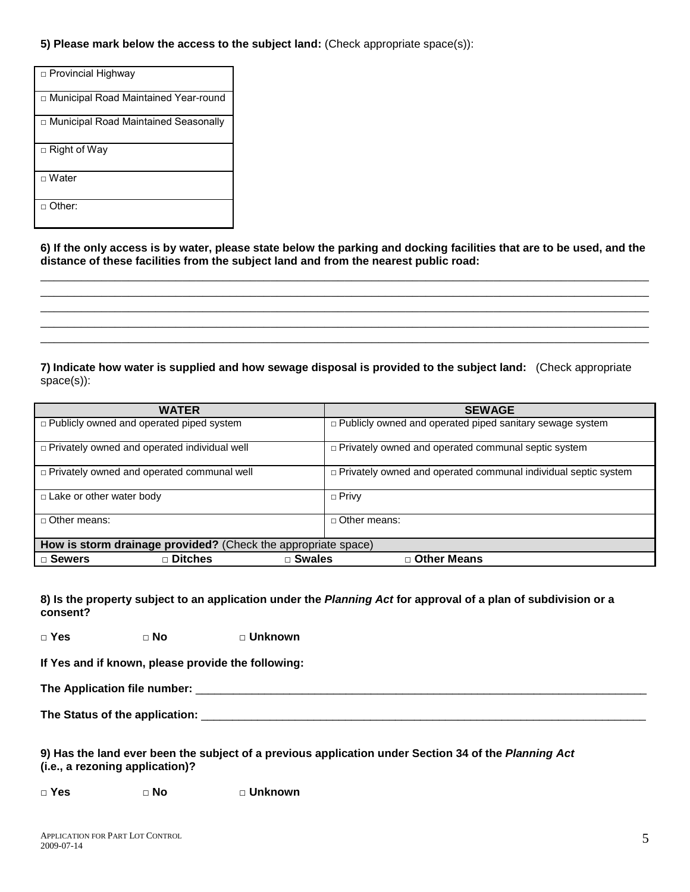**5) Please mark below the access to the subject land:** (Check appropriate space(s)):

| □ Provincial Highway |
|---|
| □ Municipal Road Maintained Year-round |
| □ Municipal Road Maintained Seasonally |
| □ Right of Way |
| □ Water |
| □ Other: |

**6) If the only access is by water, please state below the parking and docking facilities that are to be used, and the distance of these facilities from the subject land and from the nearest public road:**

_______________________________________________________________________________________________
_______________________________________________________________________________________________
_______________________________________________________________________________________________
_______________________________________________________________________________________________
_______________________________________________________________________________________________

**7) Indicate how water is supplied and how sewage disposal is provided to the subject land:** (Check appropriate space(s)):

| WATER | SEWAGE |
|---|---|
| □ Publicly owned and operated piped system | □ Publicly owned and operated piped sanitary sewage system |
| □ Privately owned and operated individual well | □ Privately owned and operated communal septic system |
| □ Privately owned and operated communal well | □ Privately owned and operated communal individual septic system |
| □ Lake or other water body | □ Privy |
| □ Other means: | □ Other means: |
| **How is storm drainage provided?** (Check the appropriate space) | |
| **□ Sewers** **□ Ditches** **□ Swales** | **□ Other Means** |

**8) Is the property subject to an application under the *Planning Act* for approval of a plan of subdivision or a consent?**

**□ Yes** **□ No** **□ Unknown**

**If Yes and if known, please provide the following:**

**The Application file number:** ___________________________________________________________

**The Status of the application:** __________________________________________________________

**9) Has the land ever been the subject of a previous application under Section 34 of the *Planning Act* (i.e., a rezoning application)?**

**□ Yes** **□ No** **□ Unknown**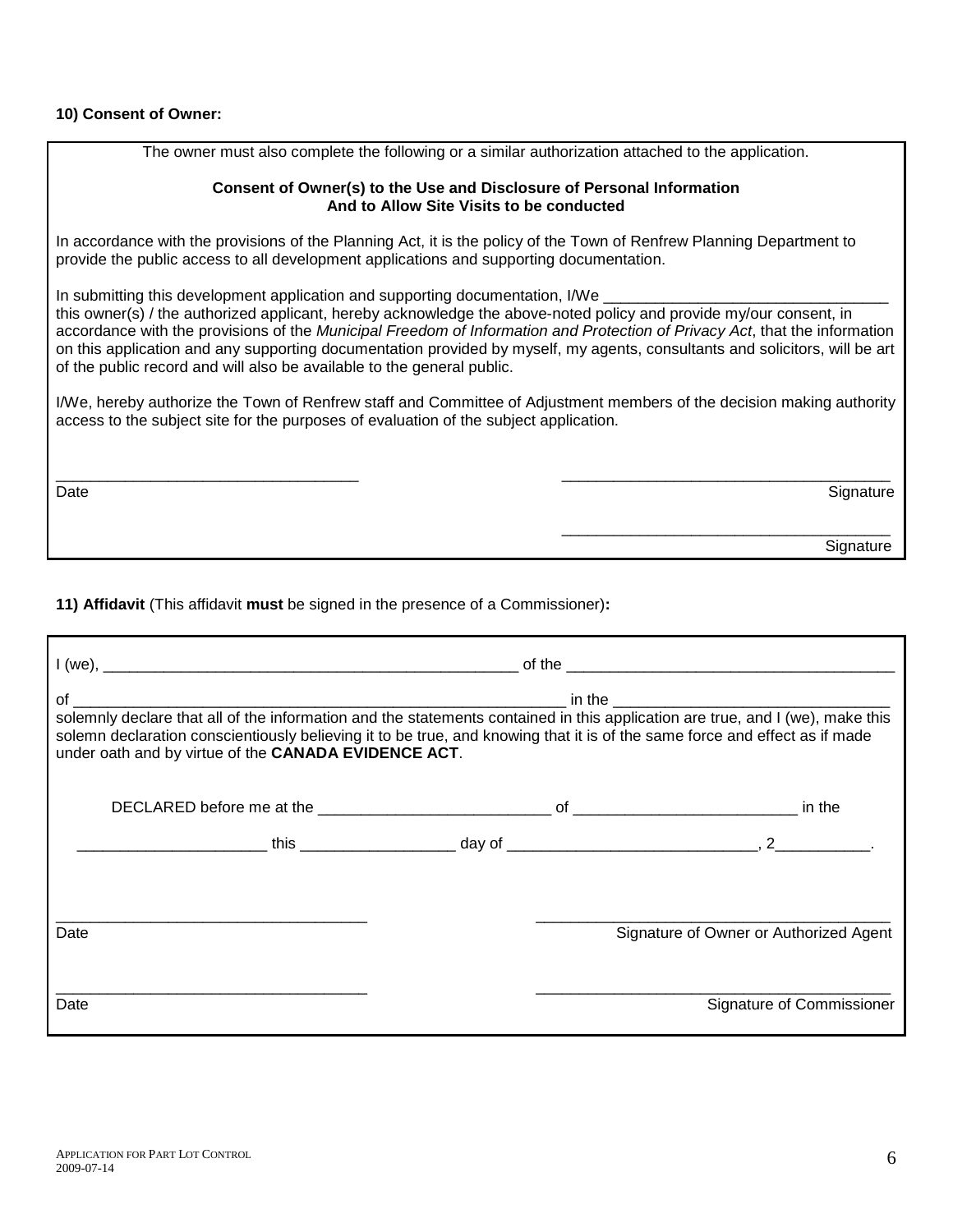**10) Consent of Owner:**

The owner must also complete the following or a similar authorization attached to the application.

**Consent of Owner(s) to the Use and Disclosure of Personal Information**
**And to Allow Site Visits to be conducted**

In accordance with the provisions of the Planning Act, it is the policy of the Town of Renfrew Planning Department to provide the public access to all development applications and supporting documentation.

In submitting this development application and supporting documentation, I/We ________________________________ this owner(s) / the authorized applicant, hereby acknowledge the above-noted policy and provide my/our consent, in accordance with the provisions of the *Municipal Freedom of Information and Protection of Privacy Act*, that the information on this application and any supporting documentation provided by myself, my agents, consultants and solicitors, will be art of the public record and will also be available to the general public.

I/We, hereby authorize the Town of Renfrew staff and Committee of Adjustment members of the decision making authority access to the subject site for the purposes of evaluation of the subject application.

___________________________________ ______________________________________

Date Signature

______________________________________

Signature

**11) Affidavit** (This affidavit **must** be signed in the presence of a Commissioner)**:**

I (we), ______________________________________________ of the ____________________________________

of _______________________________________________________ in the ______________________________ solemnly declare that all of the information and the statements contained in this application are true, and I (we), make this solemn declaration conscientiously believing it to be true, and knowing that it is of the same force and effect as if made under oath and by virtue of the **CANADA EVIDENCE ACT**.

DECLARED before me at the __________________________ of _________________________ in the

_____________________ this _________________ day of ____________________________, 2__________.

___________________________________ ________________________________________

Date Signature of Owner or Authorized Agent

___________________________________ ________________________________________

Date Signature of Commissioner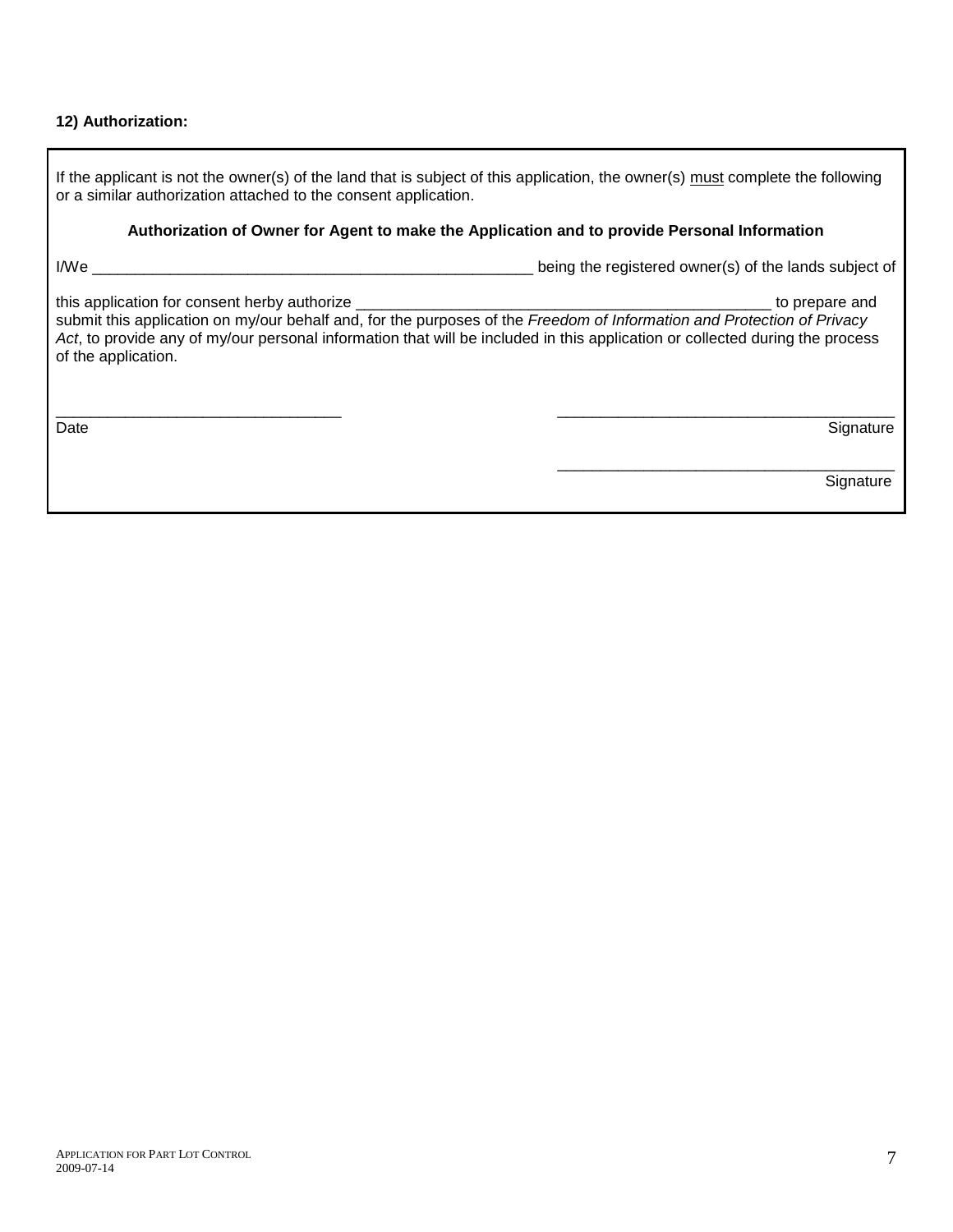**12) Authorization:**

If the applicant is not the owner(s) of the land that is subject of this application, the owner(s) <u>must</u> complete the following or a similar authorization attached to the consent application.

**Authorization of Owner for Agent to make the Application and to provide Personal Information**

I/We ____________________________________________________ being the registered owner(s) of the lands subject of

this application for consent herby authorize _________________________________________________ to prepare and submit this application on my/our behalf and, for the purposes of the *Freedom of Information and Protection of Privacy Act*, to provide any of my/our personal information that will be included in this application or collected during the process of the application.

_________________________________ Date

_______________________________________ Signature

_______________________________________ Signature

APPLICATION FOR PART LOT CONTROL
2009-07-14